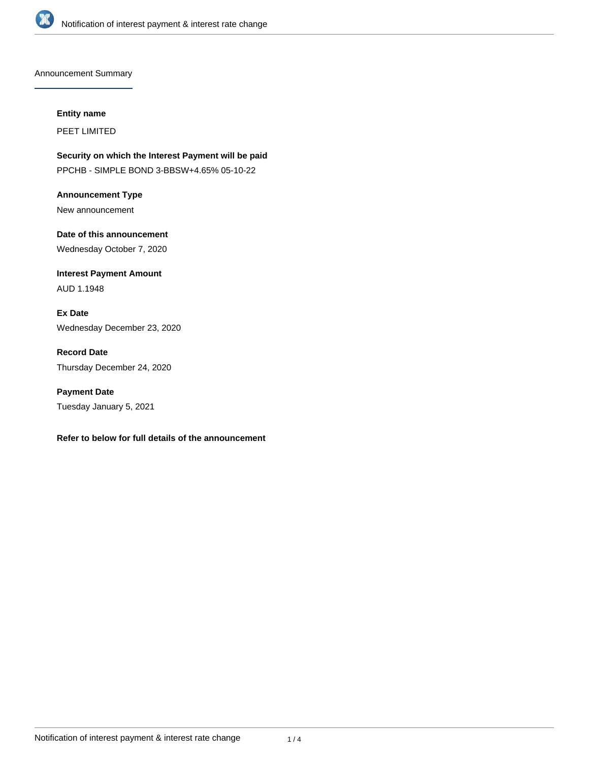## Announcement Summary

**Entity name**

PEET LIMITED

**Security on which the Interest Payment will be paid**

PPCHB - SIMPLE BOND 3-BBSW+4.65% 05-10-22

**Announcement Type**

New announcement

**Date of this announcement**

Wednesday October 7, 2020

**Interest Payment Amount**

AUD 1.1948

**Ex Date**

Wednesday December 23, 2020

**Record Date**

Thursday December 24, 2020

**Payment Date**

Tuesday January 5, 2021

**Refer to below for full details of the announcement**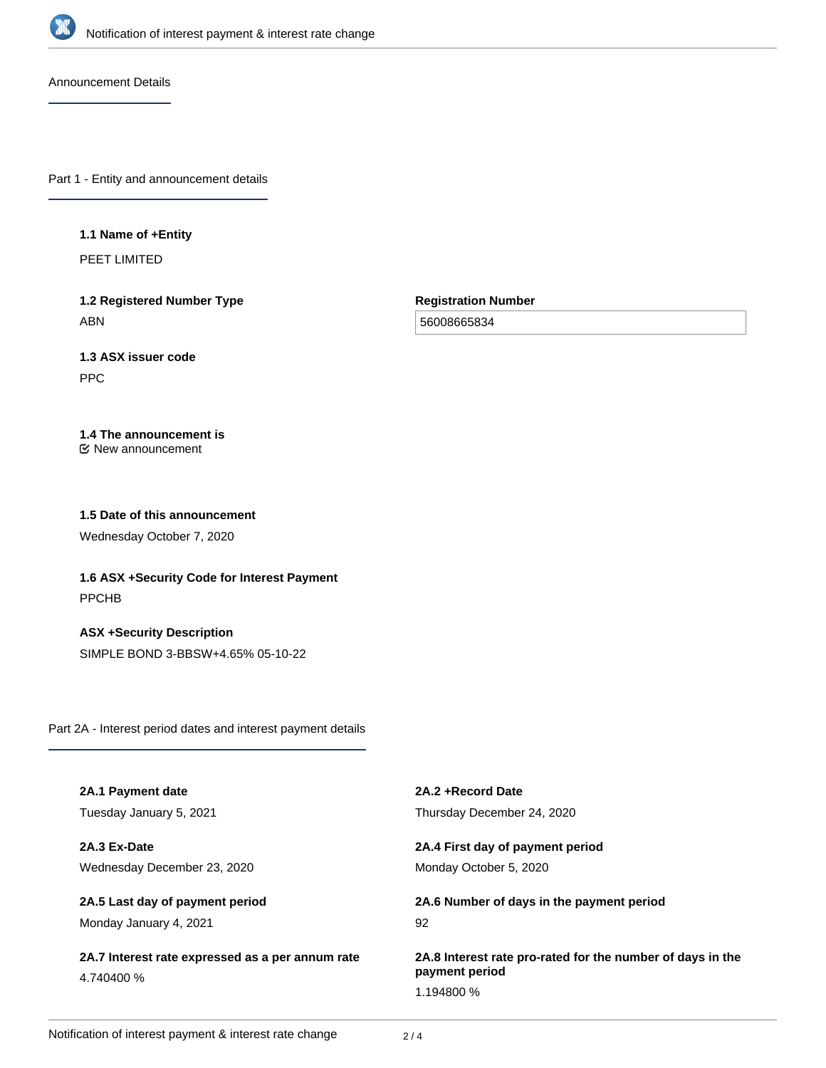## Announcement Details

### Part 1 - Entity and announcement details

**1.1 Name of +Entity**

PEET LIMITED

**1.2 Registered Number Type**

ABN

**Registration Number**

56008665834

**1.3 ASX issuer code**

PPC

**1.4 The announcement is**

New announcement

**1.5 Date of this announcement**

Wednesday October 7, 2020

**1.6 ASX +Security Code for Interest Payment**

PPCHB

**ASX +Security Description**

SIMPLE BOND 3-BBSW+4.65% 05-10-22

### Part 2A - Interest period dates and interest payment details

**2A.1 Payment date**

Tuesday January 5, 2021

**2A.2 +Record Date**

Thursday December 24, 2020

**2A.3 Ex-Date**

Wednesday December 23, 2020

**2A.4 First day of payment period**

Monday October 5, 2020

**2A.5 Last day of payment period**

Monday January 4, 2021

**2A.6 Number of days in the payment period**

92

**2A.7 Interest rate expressed as a per annum rate**

4.740400 %

**2A.8 Interest rate pro-rated for the number of days in the payment period**

1.194800 %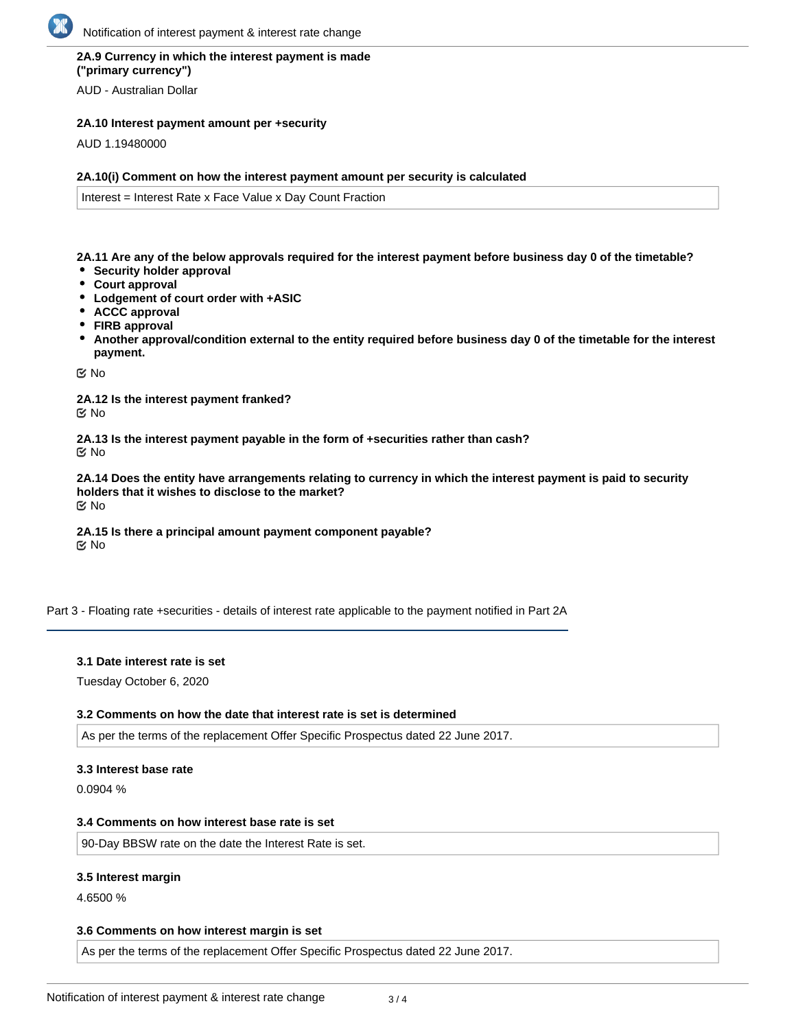**2A.9 Currency in which the interest payment is made ("primary currency")**

AUD - Australian Dollar

**2A.10 Interest payment amount per +security**

AUD 1.19480000

**2A.10(i) Comment on how the interest payment amount per security is calculated**

Interest = Interest Rate x Face Value x Day Count Fraction

**2A.11 Are any of the below approvals required for the interest payment before business day 0 of the timetable?**

- **Security holder approval**
- **Court approval**
- **Lodgement of court order with +ASIC**
- **ACCC approval**
- **FIRB approval**
- **Another approval/condition external to the entity required before business day 0 of the timetable for the interest payment.**

No

**2A.12 Is the interest payment franked?**

No

**2A.13 Is the interest payment payable in the form of +securities rather than cash?**

No

**2A.14 Does the entity have arrangements relating to currency in which the interest payment is paid to security holders that it wishes to disclose to the market?**

No

**2A.15 Is there a principal amount payment component payable?**

No

## Part 3 - Floating rate +securities - details of interest rate applicable to the payment notified in Part 2A

**3.1 Date interest rate is set**

Tuesday October 6, 2020

**3.2 Comments on how the date that interest rate is set is determined**

As per the terms of the replacement Offer Specific Prospectus dated 22 June 2017.

**3.3 Interest base rate**

0.0904 %

**3.4 Comments on how interest base rate is set**

90-Day BBSW rate on the date the Interest Rate is set.

**3.5 Interest margin**

4.6500 %

**3.6 Comments on how interest margin is set**

As per the terms of the replacement Offer Specific Prospectus dated 22 June 2017.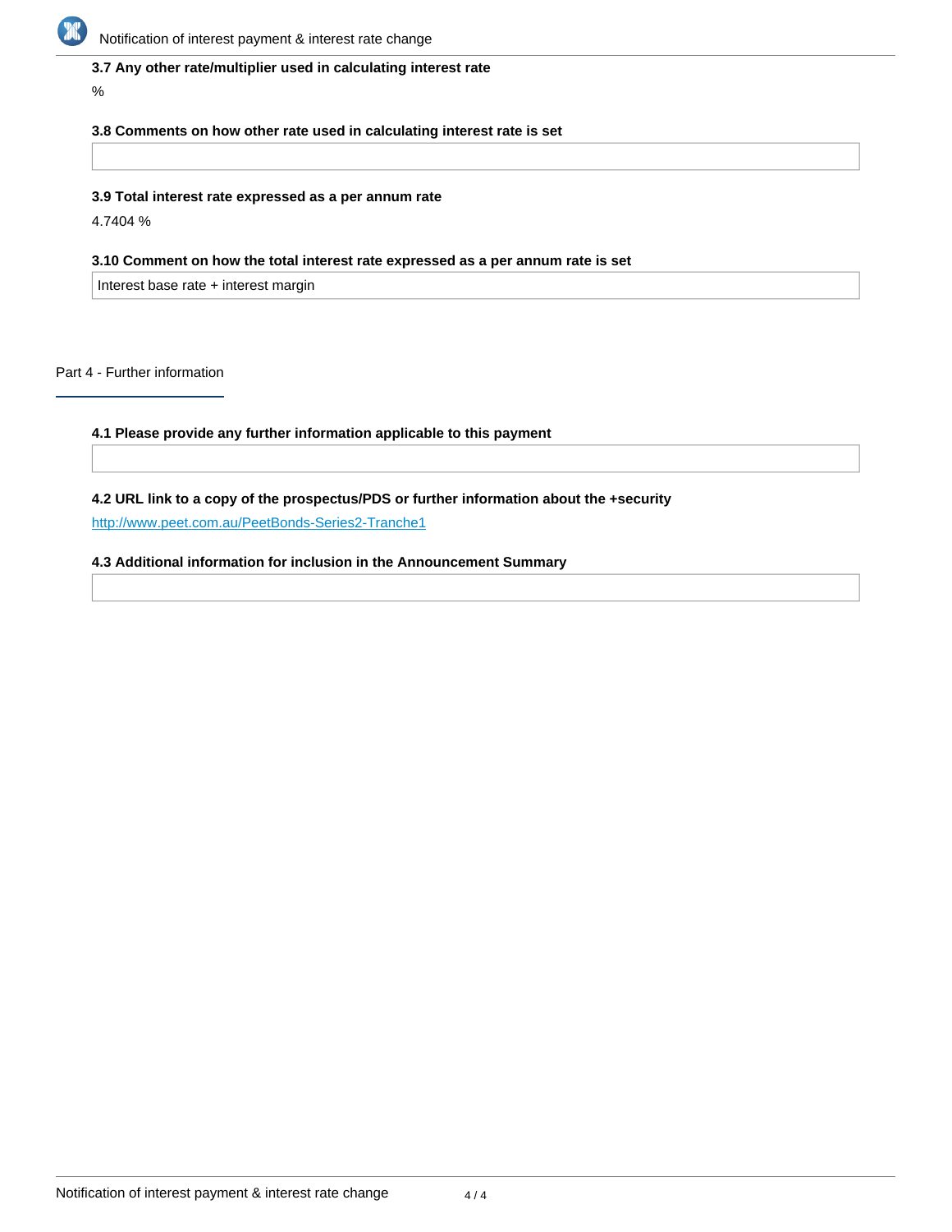**3.7 Any other rate/multiplier used in calculating interest rate**

%

**3.8 Comments on how other rate used in calculating interest rate is set**

**3.9 Total interest rate expressed as a per annum rate**

4.7404 %

**3.10 Comment on how the total interest rate expressed as a per annum rate is set**

Interest base rate + interest margin

## Part 4 - Further information

**4.1 Please provide any further information applicable to this payment**

**4.2 URL link to a copy of the prospectus/PDS or further information about the +security**

http://www.peet.com.au/PeetBonds-Series2-Tranche1

**4.3 Additional information for inclusion in the Announcement Summary**